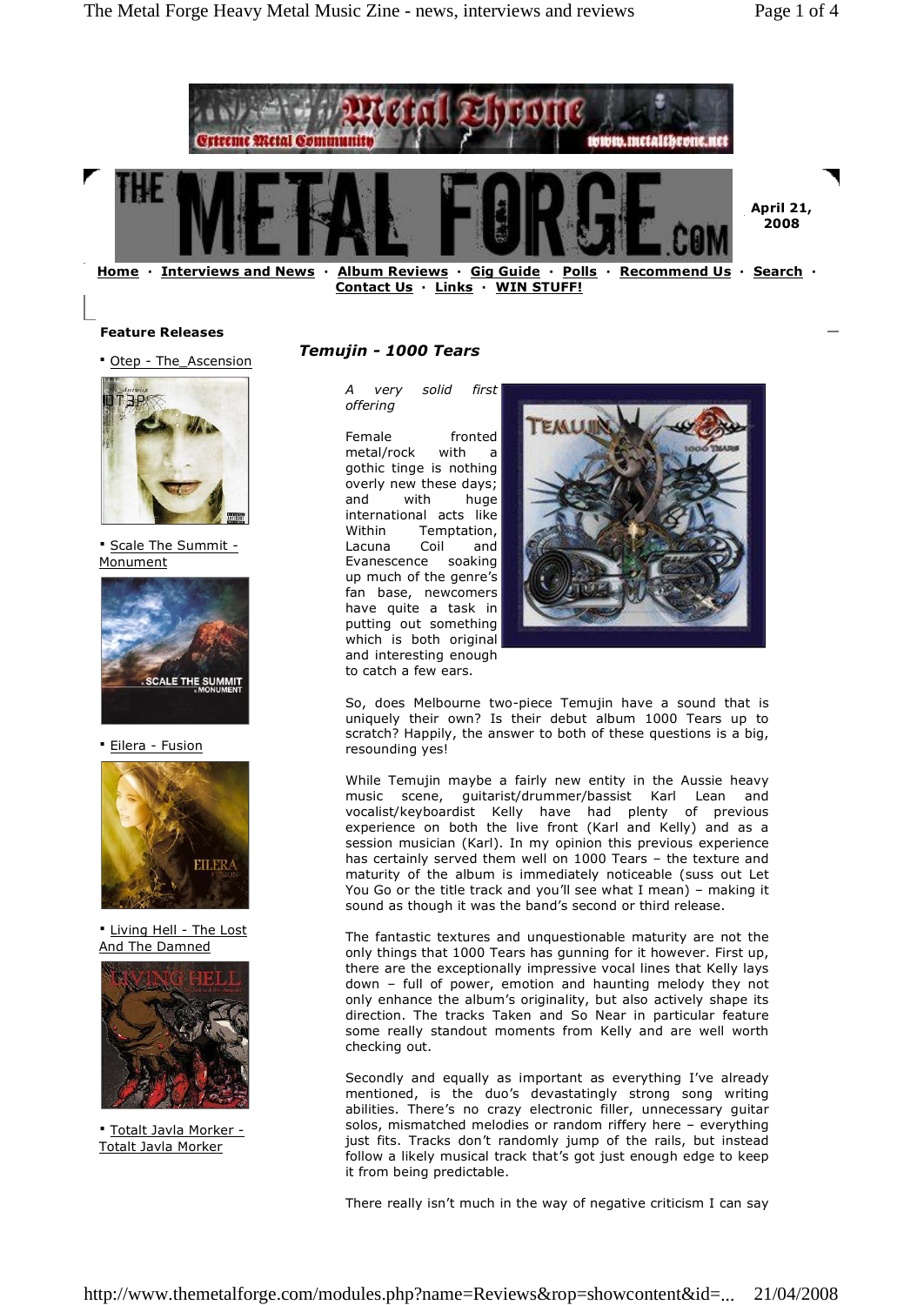April 21, 2008

**Home** · **Interviews and News** · **Album Reviews** · **Gig Guide** · **Polls** · **Recommend Us** · **Search** · **Contact Us** · **Links** · **WIN STUFF!**

**Feature Releases**

- Otep - The_Ascension
- Scale The Summit - Monument
- Eilera - Fusion
- Living Hell - The Lost And The Damned
- Totalt Javla Morker - Totalt Javla Morker

## *Temujin - 1000 Tears*

*A very solid first offering*

Female fronted metal/rock with a gothic tinge is nothing overly new these days; and with huge international acts like Within Temptation, Lacuna Coil and Evanescence soaking up much of the genre's fan base, newcomers have quite a task in putting out something which is both original and interesting enough to catch a few ears.

So, does Melbourne two-piece Temujin have a sound that is uniquely their own? Is their debut album 1000 Tears up to scratch? Happily, the answer to both of these questions is a big, resounding yes!

While Temujin maybe a fairly new entity in the Aussie heavy music scene, guitarist/drummer/bassist Karl Lean and vocalist/keyboardist Kelly have had plenty of previous experience on both the live front (Karl and Kelly) and as a session musician (Karl). In my opinion this previous experience has certainly served them well on 1000 Tears – the texture and maturity of the album is immediately noticeable (suss out Let You Go or the title track and you'll see what I mean) – making it sound as though it was the band's second or third release.

The fantastic textures and unquestionable maturity are not the only things that 1000 Tears has gunning for it however. First up, there are the exceptionally impressive vocal lines that Kelly lays down – full of power, emotion and haunting melody they not only enhance the album's originality, but also actively shape its direction. The tracks Taken and So Near in particular feature some really standout moments from Kelly and are well worth checking out.

Secondly and equally as important as everything I've already mentioned, is the duo's devastatingly strong song writing abilities. There's no crazy electronic filler, unnecessary guitar solos, mismatched melodies or random riffery here – everything just fits. Tracks don't randomly jump of the rails, but instead follow a likely musical track that's got just enough edge to keep it from being predictable.

There really isn't much in the way of negative criticism I can say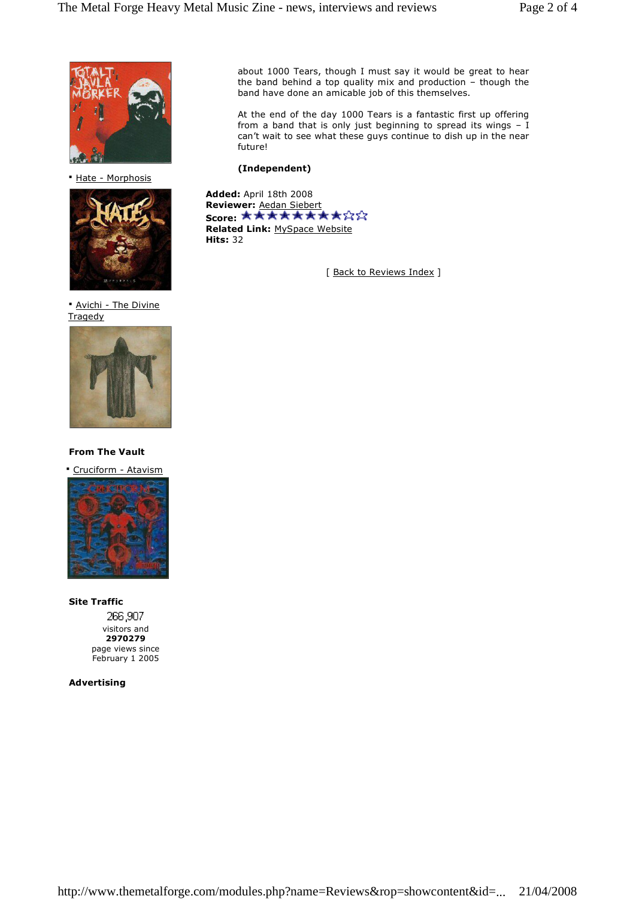about 1000 Tears, though I must say it would be great to hear the band behind a top quality mix and production – though the band have done an amicable job of this themselves.

At the end of the day 1000 Tears is a fantastic first up offering from a band that is only just beginning to spread its wings – I can't wait to see what these guys continue to dish up in the near future!

**(Independent)**

**Added:** April 18th 2008
**Reviewer:** Aedan Siebert
**Score:** ★★★★★★★★☆☆
**Related Link:** MySpace Website
**Hits:** 32

[ Back to Reviews Index ]

- Hate - Morphosis
- Avichi - The Divine Tragedy

**From The Vault**

- Cruciform - Atavism

**Site Traffic**

266,907
visitors and
**2970279**
page views since
February 1 2005

**Advertising**